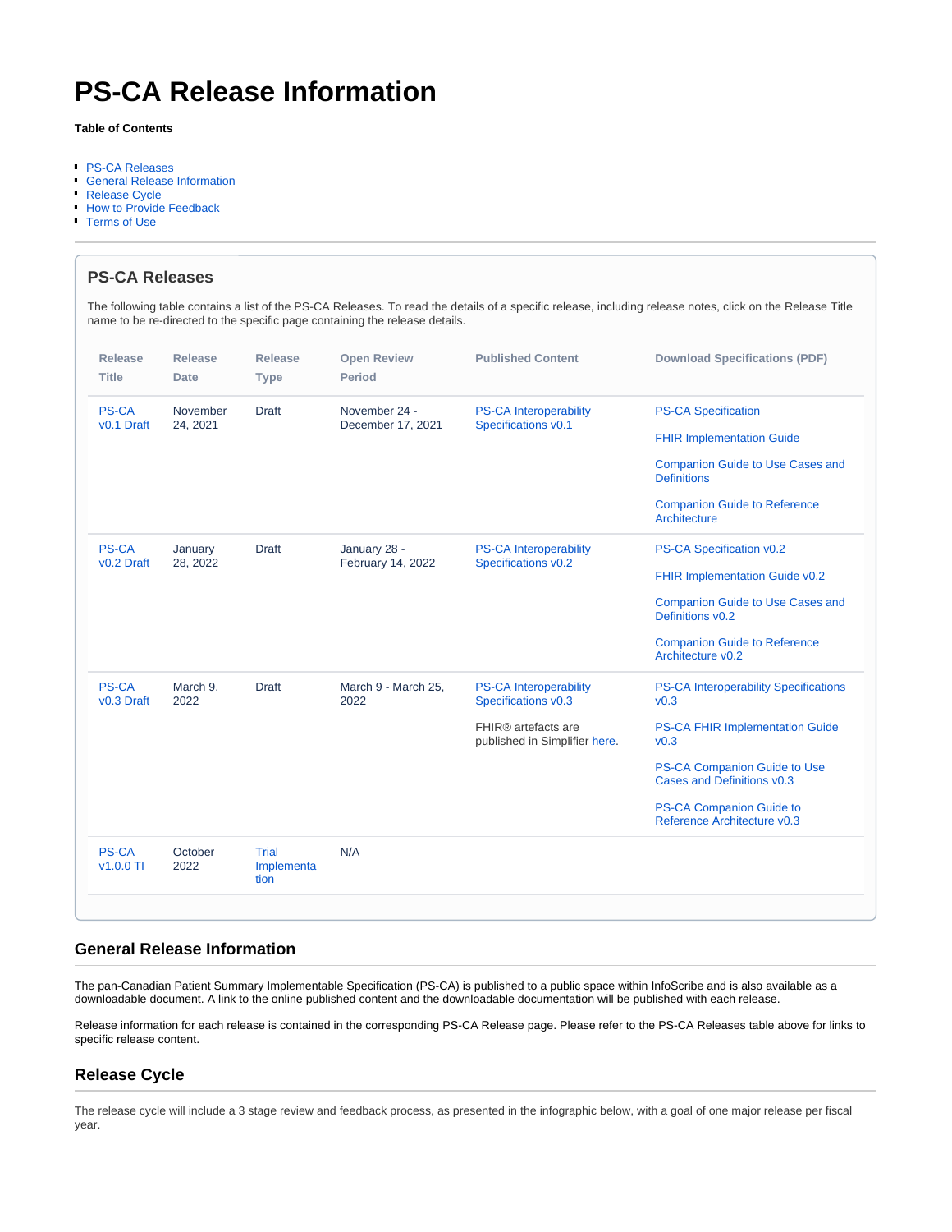# PS-CA Release Information

**Table of Contents**

- PS-CA Releases
- General Release Information
- Release Cycle
- How to Provide Feedback
- Terms of Use

## PS-CA Releases

The following table contains a list of the PS-CA Releases. To read the details of a specific release, including release notes, click on the Release Title name to be re-directed to the specific page containing the release details.

| Release Title | Release Date | Release Type | Open Review Period | Published Content | Download Specifications (PDF) |
|---|---|---|---|---|---|
| PS-CA v0.1 Draft | November 24, 2021 | Draft | November 24 - December 17, 2021 | PS-CA Interoperability Specifications v0.1 | PS-CA Specification<br><br>FHIR Implementation Guide<br><br>Companion Guide to Use Cases and Definitions<br><br>Companion Guide to Reference Architecture |
| PS-CA v0.2 Draft | January 28, 2022 | Draft | January 28 - February 14, 2022 | PS-CA Interoperability Specifications v0.2 | PS-CA Specification v0.2<br><br>FHIR Implementation Guide v0.2<br><br>Companion Guide to Use Cases and Definitions v0.2<br><br>Companion Guide to Reference Architecture v0.2 |
| PS-CA v0.3 Draft | March 9, 2022 | Draft | March 9 - March 25, 2022 | PS-CA Interoperability Specifications v0.3<br><br>FHIR® artefacts are published in Simplifier here. | PS-CA Interoperability Specifications v0.3<br><br>PS-CA FHIR Implementation Guide v0.3<br><br>PS-CA Companion Guide to Use Cases and Definitions v0.3<br><br>PS-CA Companion Guide to Reference Architecture v0.3 |
| PS-CA v1.0.0 TI | October 2022 | Trial Implementation | N/A | | |

## General Release Information

The pan-Canadian Patient Summary Implementable Specification (PS-CA) is published to a public space within InfoScribe and is also available as a downloadable document. A link to the online published content and the downloadable documentation will be published with each release.

Release information for each release is contained in the corresponding PS-CA Release page. Please refer to the PS-CA Releases table above for links to specific release content.

## Release Cycle

The release cycle will include a 3 stage review and feedback process, as presented in the infographic below, with a goal of one major release per fiscal year.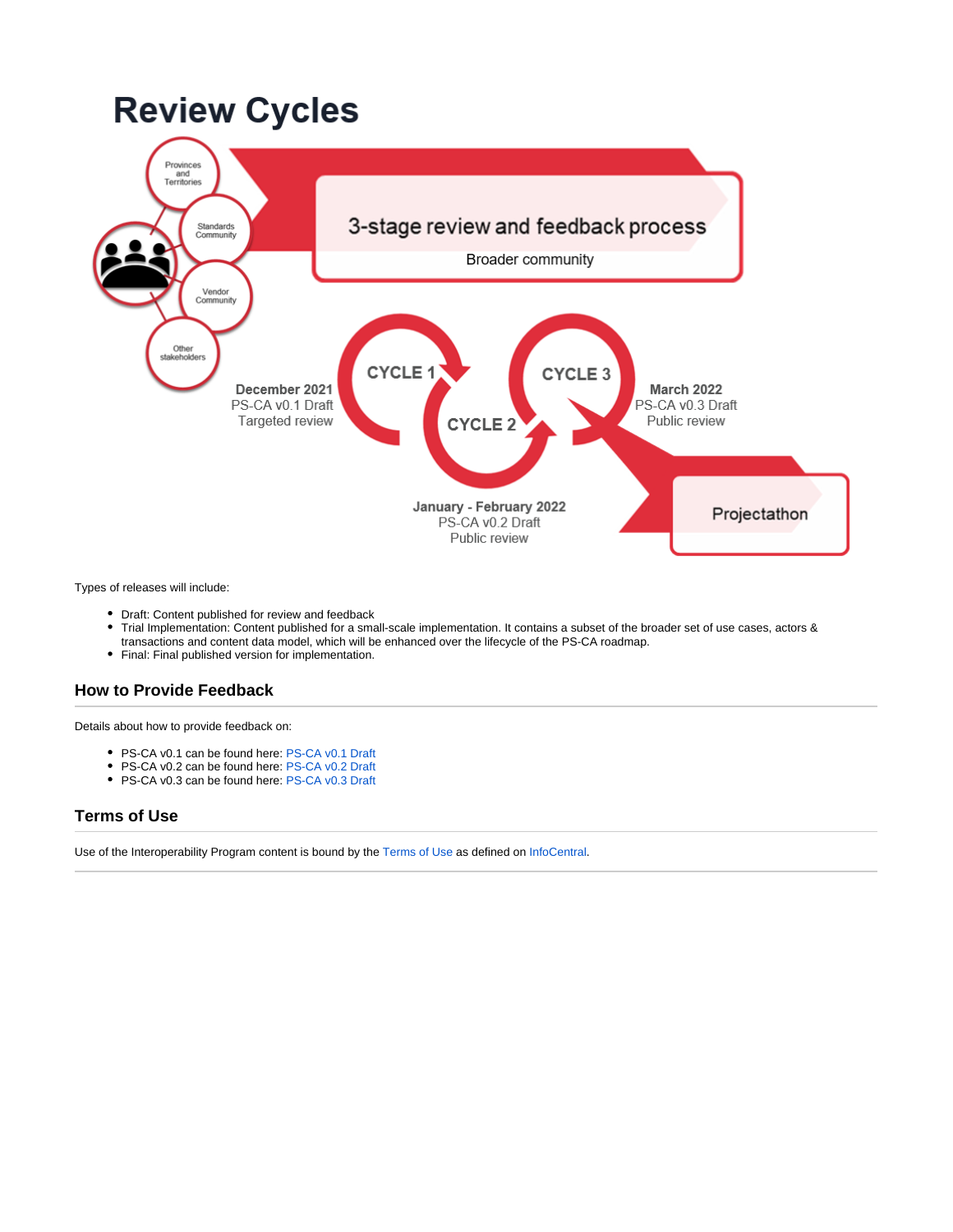# Review Cycles

Provinces and Territories

Standards Community

Vendor Community

Other stakeholders

3-stage review and feedback process

Broader community

CYCLE 1

CYCLE 2

CYCLE 3

December 2021
PS-CA v0.1 Draft
Targeted review

January - February 2022
PS-CA v0.2 Draft
Public review

March 2022
PS-CA v0.3 Draft
Public review

Projectathon

Types of releases will include:

- Draft: Content published for review and feedback
- Trial Implementation: Content published for a small-scale implementation. It contains a subset of the broader set of use cases, actors & transactions and content data model, which will be enhanced over the lifecycle of the PS-CA roadmap.
- Final: Final published version for implementation.

## How to Provide Feedback

Details about how to provide feedback on:

- PS-CA v0.1 can be found here: PS-CA v0.1 Draft
- PS-CA v0.2 can be found here: PS-CA v0.2 Draft
- PS-CA v0.3 can be found here: PS-CA v0.3 Draft

## Terms of Use

Use of the Interoperability Program content is bound by the Terms of Use as defined on InfoCentral.